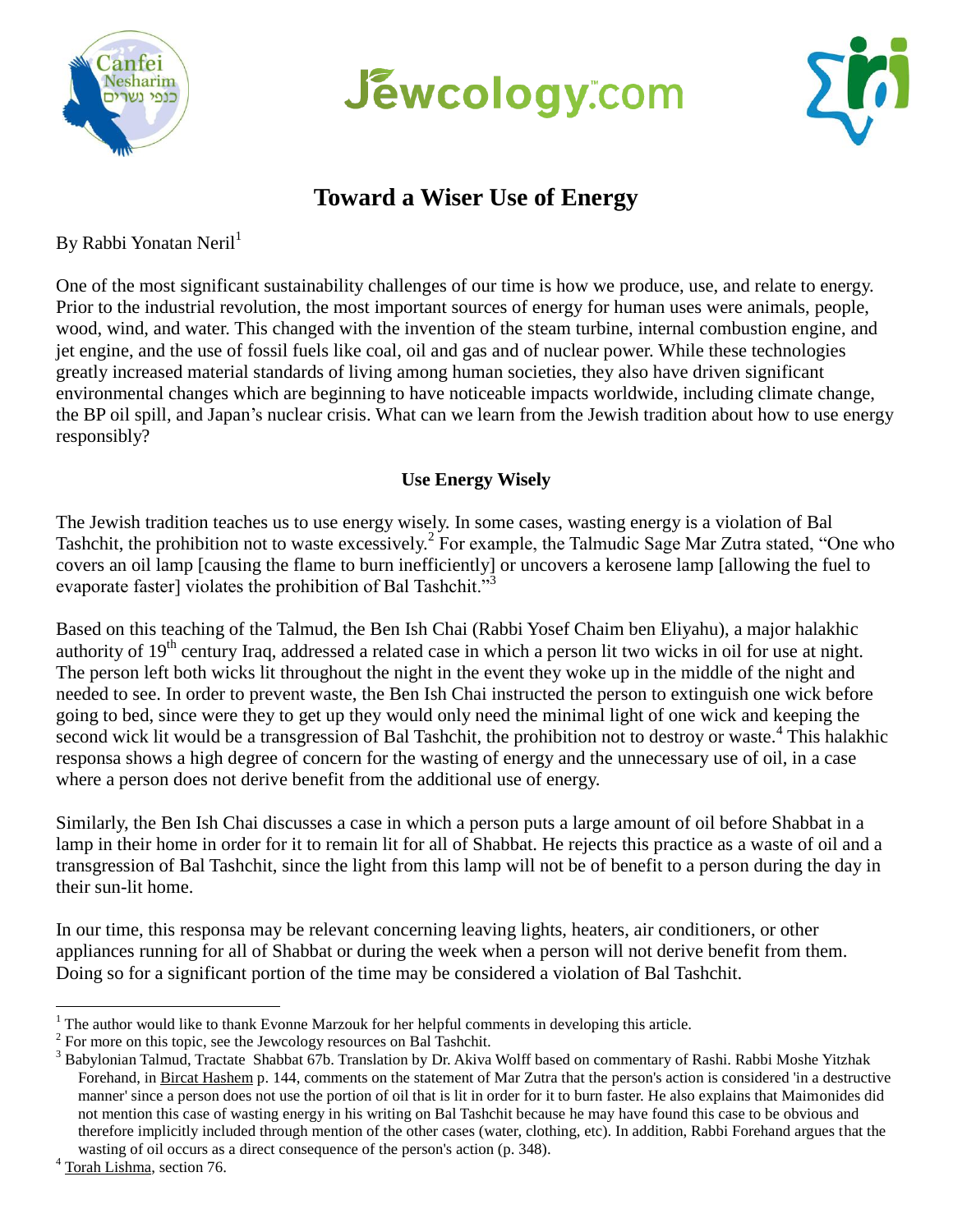# Toward a Wiser Use of Energy

By Rabbi Yonatan Neril[1]

One of the most significant sustainability challenges of our time is how we produce, use, and relate to energy. Prior to the industrial revolution, the most important sources of energy for human uses were animals, people, wood, wind, and water. This changed with the invention of the steam turbine, internal combustion engine, and jet engine, and the use of fossil fuels like coal, oil and gas and of nuclear power. While these technologies greatly increased material standards of living among human societies, they also have driven significant environmental changes which are beginning to have noticeable impacts worldwide, including climate change, the BP oil spill, and Japan's nuclear crisis. What can we learn from the Jewish tradition about how to use energy responsibly?

### Use Energy Wisely

The Jewish tradition teaches us to use energy wisely. In some cases, wasting energy is a violation of Bal Tashchit, the prohibition not to waste excessively.[2] For example, the Talmudic Sage Mar Zutra stated, "One who covers an oil lamp [causing the flame to burn inefficiently] or uncovers a kerosene lamp [allowing the fuel to evaporate faster] violates the prohibition of Bal Tashchit."[3]

Based on this teaching of the Talmud, the Ben Ish Chai (Rabbi Yosef Chaim ben Eliyahu), a major halakhic authority of 19th century Iraq, addressed a related case in which a person lit two wicks in oil for use at night. The person left both wicks lit throughout the night in the event they woke up in the middle of the night and needed to see. In order to prevent waste, the Ben Ish Chai instructed the person to extinguish one wick before going to bed, since were they to get up they would only need the minimal light of one wick and keeping the second wick lit would be a transgression of Bal Tashchit, the prohibition not to destroy or waste.[4] This halakhic responsa shows a high degree of concern for the wasting of energy and the unnecessary use of oil, in a case where a person does not derive benefit from the additional use of energy.

Similarly, the Ben Ish Chai discusses a case in which a person puts a large amount of oil before Shabbat in a lamp in their home in order for it to remain lit for all of Shabbat. He rejects this practice as a waste of oil and a transgression of Bal Tashchit, since the light from this lamp will not be of benefit to a person during the day in their sun-lit home.

In our time, this responsa may be relevant concerning leaving lights, heaters, air conditioners, or other appliances running for all of Shabbat or during the week when a person will not derive benefit from them. Doing so for a significant portion of the time may be considered a violation of Bal Tashchit.

---

[1] The author would like to thank Evonne Marzouk for her helpful comments in developing this article.

[2] For more on this topic, see the Jewcology resources on Bal Tashchit.

[3] Babylonian Talmud, Tractate Shabbat 67b. Translation by Dr. Akiva Wolff based on commentary of Rashi. Rabbi Moshe Yitzhak Forehand, in Bircat Hashem p. 144, comments on the statement of Mar Zutra that the person's action is considered 'in a destructive manner' since a person does not use the portion of oil that is lit in order for it to burn faster. He also explains that Maimonides did not mention this case of wasting energy in his writing on Bal Tashchit because he may have found this case to be obvious and therefore implicitly included through mention of the other cases (water, clothing, etc). In addition, Rabbi Forehand argues that the wasting of oil occurs as a direct consequence of the person's action (p. 348).

[4] Torah Lishma, section 76.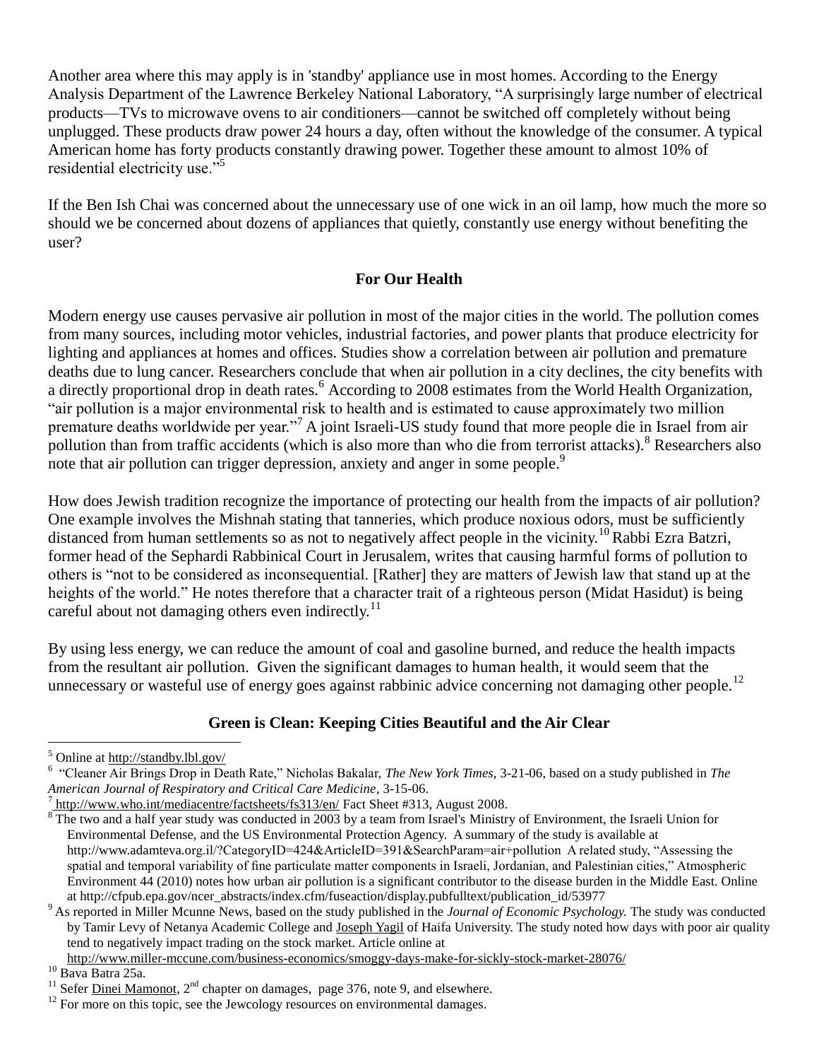Another area where this may apply is in 'standby' appliance use in most homes. According to the Energy Analysis Department of the Lawrence Berkeley National Laboratory, "A surprisingly large number of electrical products—TVs to microwave ovens to air conditioners—cannot be switched off completely without being unplugged. These products draw power 24 hours a day, often without the knowledge of the consumer. A typical American home has forty products constantly drawing power. Together these amount to almost 10% of residential electricity use."[5]

If the Ben Ish Chai was concerned about the unnecessary use of one wick in an oil lamp, how much the more so should we be concerned about dozens of appliances that quietly, constantly use energy without benefiting the user?

## For Our Health

Modern energy use causes pervasive air pollution in most of the major cities in the world. The pollution comes from many sources, including motor vehicles, industrial factories, and power plants that produce electricity for lighting and appliances at homes and offices. Studies show a correlation between air pollution and premature deaths due to lung cancer. Researchers conclude that when air pollution in a city declines, the city benefits with a directly proportional drop in death rates.[6] According to 2008 estimates from the World Health Organization, "air pollution is a major environmental risk to health and is estimated to cause approximately two million premature deaths worldwide per year."[7] A joint Israeli-US study found that more people die in Israel from air pollution than from traffic accidents (which is also more than who die from terrorist attacks).[8] Researchers also note that air pollution can trigger depression, anxiety and anger in some people.[9]

How does Jewish tradition recognize the importance of protecting our health from the impacts of air pollution? One example involves the Mishnah stating that tanneries, which produce noxious odors, must be sufficiently distanced from human settlements so as not to negatively affect people in the vicinity.[10] Rabbi Ezra Batzri, former head of the Sephardi Rabbinical Court in Jerusalem, writes that causing harmful forms of pollution to others is "not to be considered as inconsequential. [Rather] they are matters of Jewish law that stand up at the heights of the world." He notes therefore that a character trait of a righteous person (Midat Hasidut) is being careful about not damaging others even indirectly.[11]

By using less energy, we can reduce the amount of coal and gasoline burned, and reduce the health impacts from the resultant air pollution. Given the significant damages to human health, it would seem that the unnecessary or wasteful use of energy goes against rabbinic advice concerning not damaging other people.[12]

## Green is Clean: Keeping Cities Beautiful and the Air Clear

---

[5] Online at http://standby.lbl.gov/

[6] "Cleaner Air Brings Drop in Death Rate," Nicholas Bakalar, *The New York Times*, 3-21-06, based on a study published in *The American Journal of Respiratory and Critical Care Medicine*, 3-15-06.

[7] http://www.who.int/mediacentre/factsheets/fs313/en/ Fact Sheet #313, August 2008.

[8] The two and a half year study was conducted in 2003 by a team from Israel's Ministry of Environment, the Israeli Union for Environmental Defense, and the US Environmental Protection Agency. A summary of the study is available at http://www.adamteva.org.il/?CategoryID=424&ArticleID=391&SearchParam=air+pollution A related study, "Assessing the spatial and temporal variability of fine particulate matter components in Israeli, Jordanian, and Palestinian cities," Atmospheric Environment 44 (2010) notes how urban air pollution is a significant contributor to the disease burden in the Middle East. Online at http://cfpub.epa.gov/ncer_abstracts/index.cfm/fuseaction/display.pubfulltext/publication_id/53977

[9] As reported in Miller Mcunne News, based on the study published in the *Journal of Economic Psychology.* The study was conducted by Tamir Levy of Netanya Academic College and Joseph Yagil of Haifa University. The study noted how days with poor air quality tend to negatively impact trading on the stock market. Article online at http://www.miller-mccune.com/business-economics/smoggy-days-make-for-sickly-stock-market-28076/

[10] Bava Batra 25a.

[11] Sefer Dinei Mamonot, 2nd chapter on damages, page 376, note 9, and elsewhere.

[12] For more on this topic, see the Jewcology resources on environmental damages.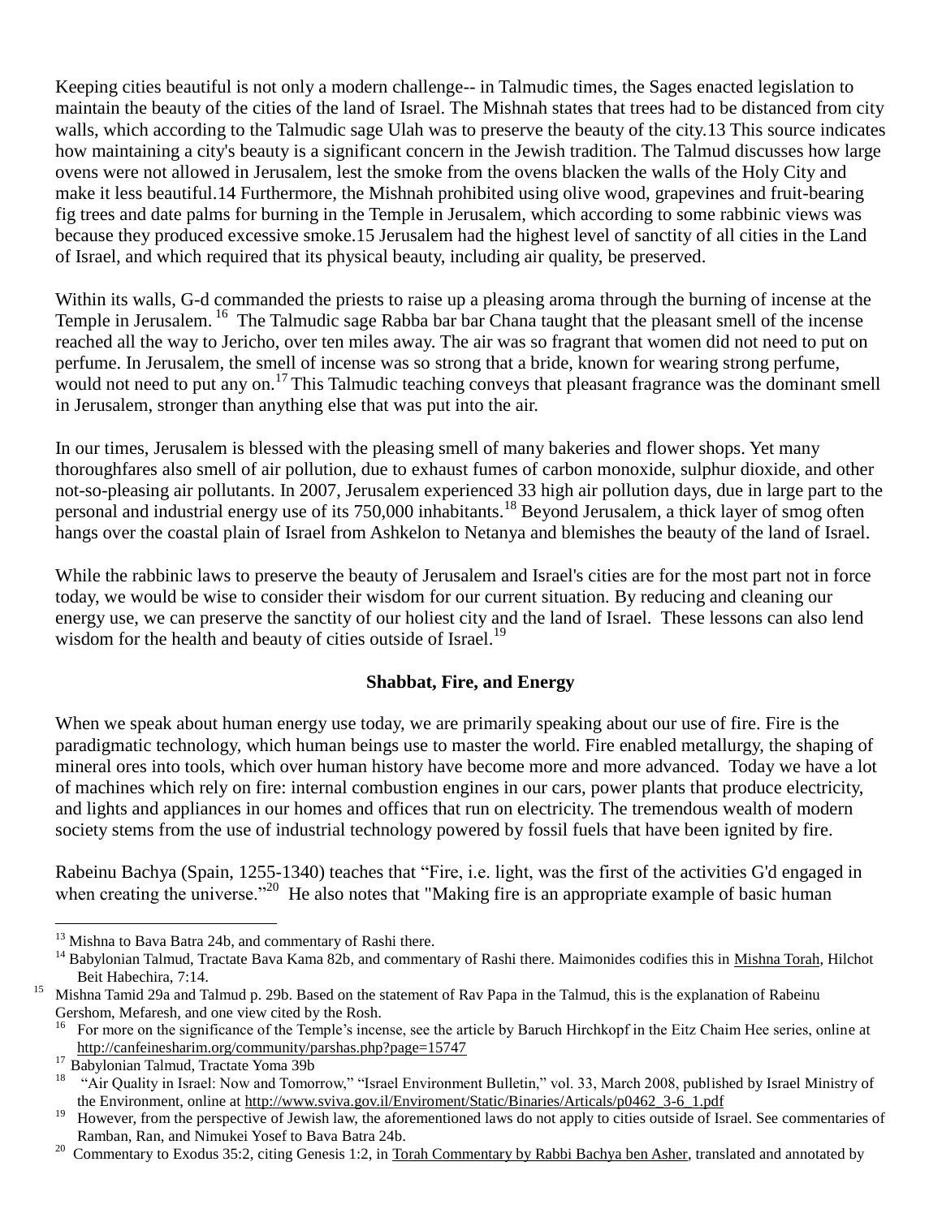Keeping cities beautiful is not only a modern challenge-- in Talmudic times, the Sages enacted legislation to maintain the beauty of the cities of the land of Israel. The Mishnah states that trees had to be distanced from city walls, which according to the Talmudic sage Ulah was to preserve the beauty of the city.13 This source indicates how maintaining a city's beauty is a significant concern in the Jewish tradition. The Talmud discusses how large ovens were not allowed in Jerusalem, lest the smoke from the ovens blacken the walls of the Holy City and make it less beautiful.14 Furthermore, the Mishnah prohibited using olive wood, grapevines and fruit-bearing fig trees and date palms for burning in the Temple in Jerusalem, which according to some rabbinic views was because they produced excessive smoke.15 Jerusalem had the highest level of sanctity of all cities in the Land of Israel, and which required that its physical beauty, including air quality, be preserved.

Within its walls, G-d commanded the priests to raise up a pleasing aroma through the burning of incense at the Temple in Jerusalem.[16] The Talmudic sage Rabba bar bar Chana taught that the pleasant smell of the incense reached all the way to Jericho, over ten miles away. The air was so fragrant that women did not need to put on perfume. In Jerusalem, the smell of incense was so strong that a bride, known for wearing strong perfume, would not need to put any on.[17] This Talmudic teaching conveys that pleasant fragrance was the dominant smell in Jerusalem, stronger than anything else that was put into the air.

In our times, Jerusalem is blessed with the pleasing smell of many bakeries and flower shops. Yet many thoroughfares also smell of air pollution, due to exhaust fumes of carbon monoxide, sulphur dioxide, and other not-so-pleasing air pollutants. In 2007, Jerusalem experienced 33 high air pollution days, due in large part to the personal and industrial energy use of its 750,000 inhabitants.[18] Beyond Jerusalem, a thick layer of smog often hangs over the coastal plain of Israel from Ashkelon to Netanya and blemishes the beauty of the land of Israel.

While the rabbinic laws to preserve the beauty of Jerusalem and Israel's cities are for the most part not in force today, we would be wise to consider their wisdom for our current situation. By reducing and cleaning our energy use, we can preserve the sanctity of our holiest city and the land of Israel. These lessons can also lend wisdom for the health and beauty of cities outside of Israel.[19]

## Shabbat, Fire, and Energy

When we speak about human energy use today, we are primarily speaking about our use of fire. Fire is the paradigmatic technology, which human beings use to master the world. Fire enabled metallurgy, the shaping of mineral ores into tools, which over human history have become more and more advanced. Today we have a lot of machines which rely on fire: internal combustion engines in our cars, power plants that produce electricity, and lights and appliances in our homes and offices that run on electricity. The tremendous wealth of modern society stems from the use of industrial technology powered by fossil fuels that have been ignited by fire.

Rabeinu Bachya (Spain, 1255-1340) teaches that "Fire, i.e. light, was the first of the activities G'd engaged in when creating the universe."[20] He also notes that "Making fire is an appropriate example of basic human

---

[13] Mishna to Bava Batra 24b, and commentary of Rashi there.

[14] Babylonian Talmud, Tractate Bava Kama 82b, and commentary of Rashi there. Maimonides codifies this in Mishna Torah, Hilchot Beit Habechira, 7:14.

[15] Mishna Tamid 29a and Talmud p. 29b. Based on the statement of Rav Papa in the Talmud, this is the explanation of Rabeinu Gershom, Mefaresh, and one view cited by the Rosh.

[16] For more on the significance of the Temple's incense, see the article by Baruch Hirchkopf in the Eitz Chaim Hee series, online at http://canfeinesharim.org/community/parshas.php?page=15747

[17] Babylonian Talmud, Tractate Yoma 39b

[18] "Air Quality in Israel: Now and Tomorrow," "Israel Environment Bulletin," vol. 33, March 2008, published by Israel Ministry of the Environment, online at http://www.sviva.gov.il/Enviroment/Static/Binaries/Articals/p0462_3-6_1.pdf

[19] However, from the perspective of Jewish law, the aforementioned laws do not apply to cities outside of Israel. See commentaries of Ramban, Ran, and Nimukei Yosef to Bava Batra 24b.

[20] Commentary to Exodus 35:2, citing Genesis 1:2, in Torah Commentary by Rabbi Bachya ben Asher, translated and annotated by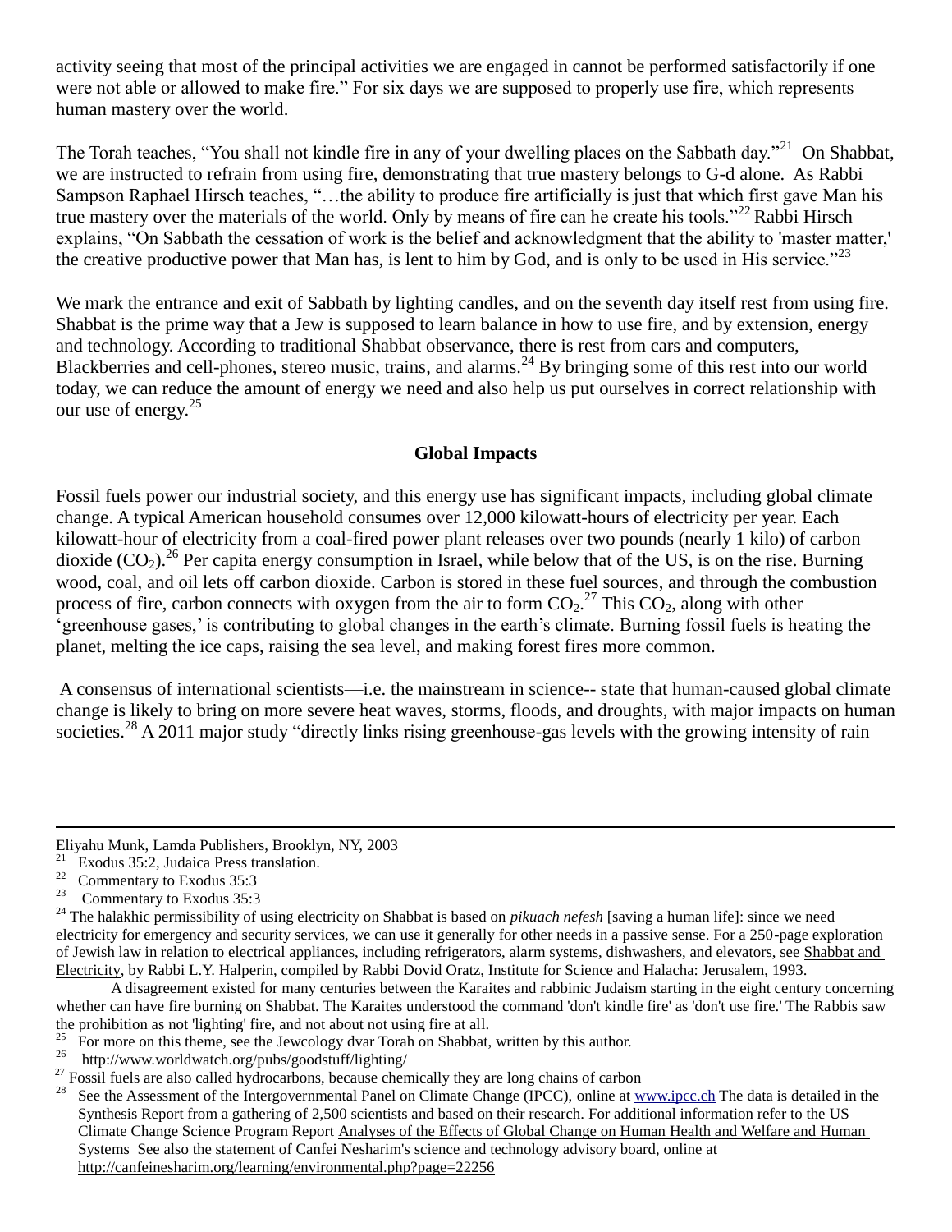activity seeing that most of the principal activities we are engaged in cannot be performed satisfactorily if one were not able or allowed to make fire." For six days we are supposed to properly use fire, which represents human mastery over the world.

The Torah teaches, "You shall not kindle fire in any of your dwelling places on the Sabbath day."[21] On Shabbat, we are instructed to refrain from using fire, demonstrating that true mastery belongs to G-d alone. As Rabbi Sampson Raphael Hirsch teaches, "…the ability to produce fire artificially is just that which first gave Man his true mastery over the materials of the world. Only by means of fire can he create his tools."[22] Rabbi Hirsch explains, "On Sabbath the cessation of work is the belief and acknowledgment that the ability to 'master matter,' the creative productive power that Man has, is lent to him by God, and is only to be used in His service."[23]

We mark the entrance and exit of Sabbath by lighting candles, and on the seventh day itself rest from using fire. Shabbat is the prime way that a Jew is supposed to learn balance in how to use fire, and by extension, energy and technology. According to traditional Shabbat observance, there is rest from cars and computers, Blackberries and cell-phones, stereo music, trains, and alarms.[24] By bringing some of this rest into our world today, we can reduce the amount of energy we need and also help us put ourselves in correct relationship with our use of energy.[25]

**Global Impacts**

Fossil fuels power our industrial society, and this energy use has significant impacts, including global climate change. A typical American household consumes over 12,000 kilowatt-hours of electricity per year. Each kilowatt-hour of electricity from a coal-fired power plant releases over two pounds (nearly 1 kilo) of carbon dioxide ($CO_2$).[26] Per capita energy consumption in Israel, while below that of the US, is on the rise. Burning wood, coal, and oil lets off carbon dioxide. Carbon is stored in these fuel sources, and through the combustion process of fire, carbon connects with oxygen from the air to form $CO_2$.[27] This $CO_2$, along with other 'greenhouse gases,' is contributing to global changes in the earth's climate. Burning fossil fuels is heating the planet, melting the ice caps, raising the sea level, and making forest fires more common.

A consensus of international scientists—i.e. the mainstream in science-- state that human-caused global climate change is likely to bring on more severe heat waves, storms, floods, and droughts, with major impacts on human societies.[28] A 2011 major study "directly links rising greenhouse-gas levels with the growing intensity of rain

---

Eliyahu Munk, Lamda Publishers, Brooklyn, NY, 2003

[21] Exodus 35:2, Judaica Press translation.

[22] Commentary to Exodus 35:3

[23] Commentary to Exodus 35:3

[24] The halakhic permissibility of using electricity on Shabbat is based on *pikuach nefesh* [saving a human life]: since we need electricity for emergency and security services, we can use it generally for other needs in a passive sense. For a 250-page exploration of Jewish law in relation to electrical appliances, including refrigerators, alarm systems, dishwashers, and elevators, see Shabbat and Electricity, by Rabbi L.Y. Halperin, compiled by Rabbi Dovid Oratz, Institute for Science and Halacha: Jerusalem, 1993.

A disagreement existed for many centuries between the Karaites and rabbinic Judaism starting in the eight century concerning whether can have fire burning on Shabbat. The Karaites understood the command 'don't kindle fire' as 'don't use fire.' The Rabbis saw the prohibition as not 'lighting' fire, and not about not using fire at all.

[25] For more on this theme, see the Jewcology dvar Torah on Shabbat, written by this author.

[26] http://www.worldwatch.org/pubs/goodstuff/lighting/

[27] Fossil fuels are also called hydrocarbons, because chemically they are long chains of carbon

[28] See the Assessment of the Intergovernmental Panel on Climate Change (IPCC), online at www.ipcc.ch The data is detailed in the Synthesis Report from a gathering of 2,500 scientists and based on their research. For additional information refer to the US Climate Change Science Program Report Analyses of the Effects of Global Change on Human Health and Welfare and Human Systems See also the statement of Canfei Nesharim's science and technology advisory board, online at http://canfeinesharim.org/learning/environmental.php?page=22256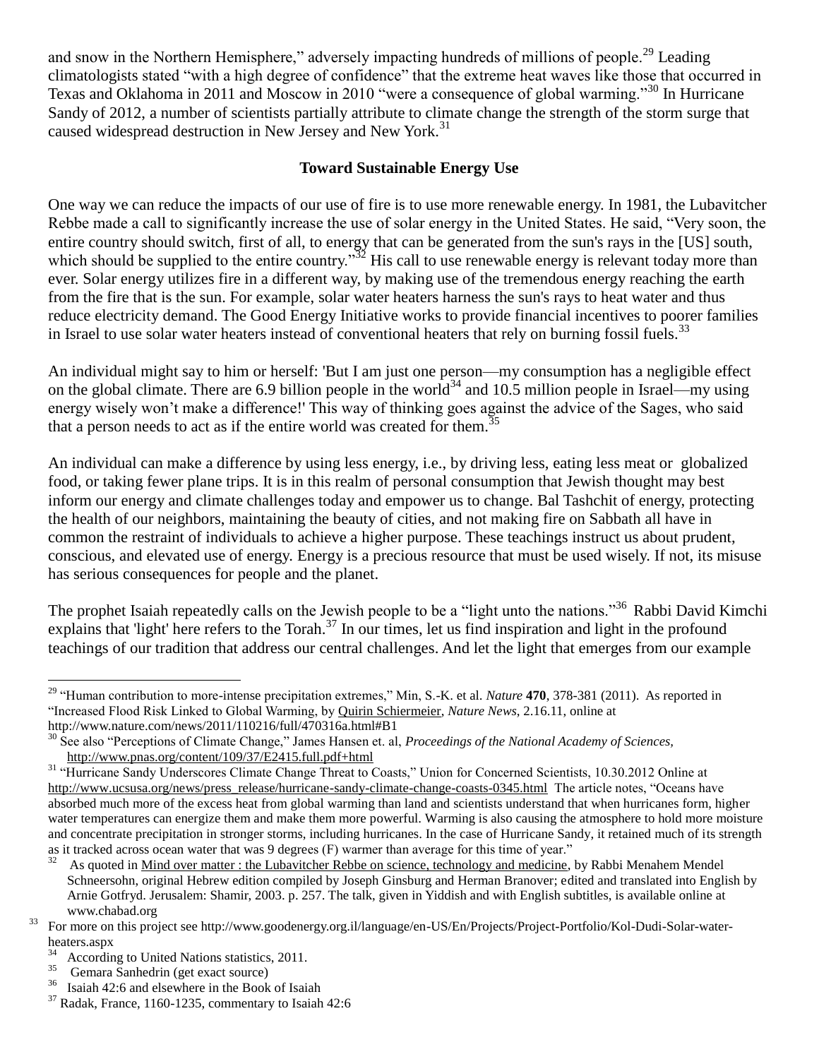and snow in the Northern Hemisphere," adversely impacting hundreds of millions of people.[29] Leading climatologists stated "with a high degree of confidence" that the extreme heat waves like those that occurred in Texas and Oklahoma in 2011 and Moscow in 2010 "were a consequence of global warming."[30] In Hurricane Sandy of 2012, a number of scientists partially attribute to climate change the strength of the storm surge that caused widespread destruction in New Jersey and New York.[31]

## Toward Sustainable Energy Use

One way we can reduce the impacts of our use of fire is to use more renewable energy. In 1981, the Lubavitcher Rebbe made a call to significantly increase the use of solar energy in the United States. He said, "Very soon, the entire country should switch, first of all, to energy that can be generated from the sun's rays in the [US] south, which should be supplied to the entire country."[32] His call to use renewable energy is relevant today more than ever. Solar energy utilizes fire in a different way, by making use of the tremendous energy reaching the earth from the fire that is the sun. For example, solar water heaters harness the sun's rays to heat water and thus reduce electricity demand. The Good Energy Initiative works to provide financial incentives to poorer families in Israel to use solar water heaters instead of conventional heaters that rely on burning fossil fuels.[33]

An individual might say to him or herself: 'But I am just one person—my consumption has a negligible effect on the global climate. There are 6.9 billion people in the world[34] and 10.5 million people in Israel—my using energy wisely won't make a difference!' This way of thinking goes against the advice of the Sages, who said that a person needs to act as if the entire world was created for them.[35]

An individual can make a difference by using less energy, i.e., by driving less, eating less meat or globalized food, or taking fewer plane trips. It is in this realm of personal consumption that Jewish thought may best inform our energy and climate challenges today and empower us to change. Bal Tashchit of energy, protecting the health of our neighbors, maintaining the beauty of cities, and not making fire on Sabbath all have in common the restraint of individuals to achieve a higher purpose. These teachings instruct us about prudent, conscious, and elevated use of energy. Energy is a precious resource that must be used wisely. If not, its misuse has serious consequences for people and the planet.

The prophet Isaiah repeatedly calls on the Jewish people to be a "light unto the nations."[36] Rabbi David Kimchi explains that 'light' here refers to the Torah.[37] In our times, let us find inspiration and light in the profound teachings of our tradition that address our central challenges. And let the light that emerges from our example

---

[29] "Human contribution to more-intense precipitation extremes," Min, S.-K. et al. *Nature* **470**, 378-381 (2011). As reported in "Increased Flood Risk Linked to Global Warming, by Quirin Schiermeier, *Nature News*, 2.16.11, online at http://www.nature.com/news/2011/110216/full/470316a.html#B1

[30] See also "Perceptions of Climate Change," James Hansen et. al, *Proceedings of the National Academy of Sciences*, http://www.pnas.org/content/109/37/E2415.full.pdf+html

[31] "Hurricane Sandy Underscores Climate Change Threat to Coasts," Union for Concerned Scientists, 10.30.2012 Online at http://www.ucsusa.org/news/press_release/hurricane-sandy-climate-change-coasts-0345.html The article notes, "Oceans have absorbed much more of the excess heat from global warming than land and scientists understand that when hurricanes form, higher water temperatures can energize them and make them more powerful. Warming is also causing the atmosphere to hold more moisture and concentrate precipitation in stronger storms, including hurricanes. In the case of Hurricane Sandy, it retained much of its strength as it tracked across ocean water that was 9 degrees (F) warmer than average for this time of year."

[32] As quoted in Mind over matter : the Lubavitcher Rebbe on science, technology and medicine, by Rabbi Menahem Mendel Schneersohn, original Hebrew edition compiled by Joseph Ginsburg and Herman Branover; edited and translated into English by Arnie Gotfryd. Jerusalem: Shamir, 2003. p. 257. The talk, given in Yiddish and with English subtitles, is available online at www.chabad.org

[33] For more on this project see http://www.goodenergy.org.il/language/en-US/En/Projects/Project-Portfolio/Kol-Dudi-Solar-water-heaters.aspx

[34] According to United Nations statistics, 2011.

[35] Gemara Sanhedrin (get exact source)

[36] Isaiah 42:6 and elsewhere in the Book of Isaiah

[37] Radak, France, 1160-1235, commentary to Isaiah 42:6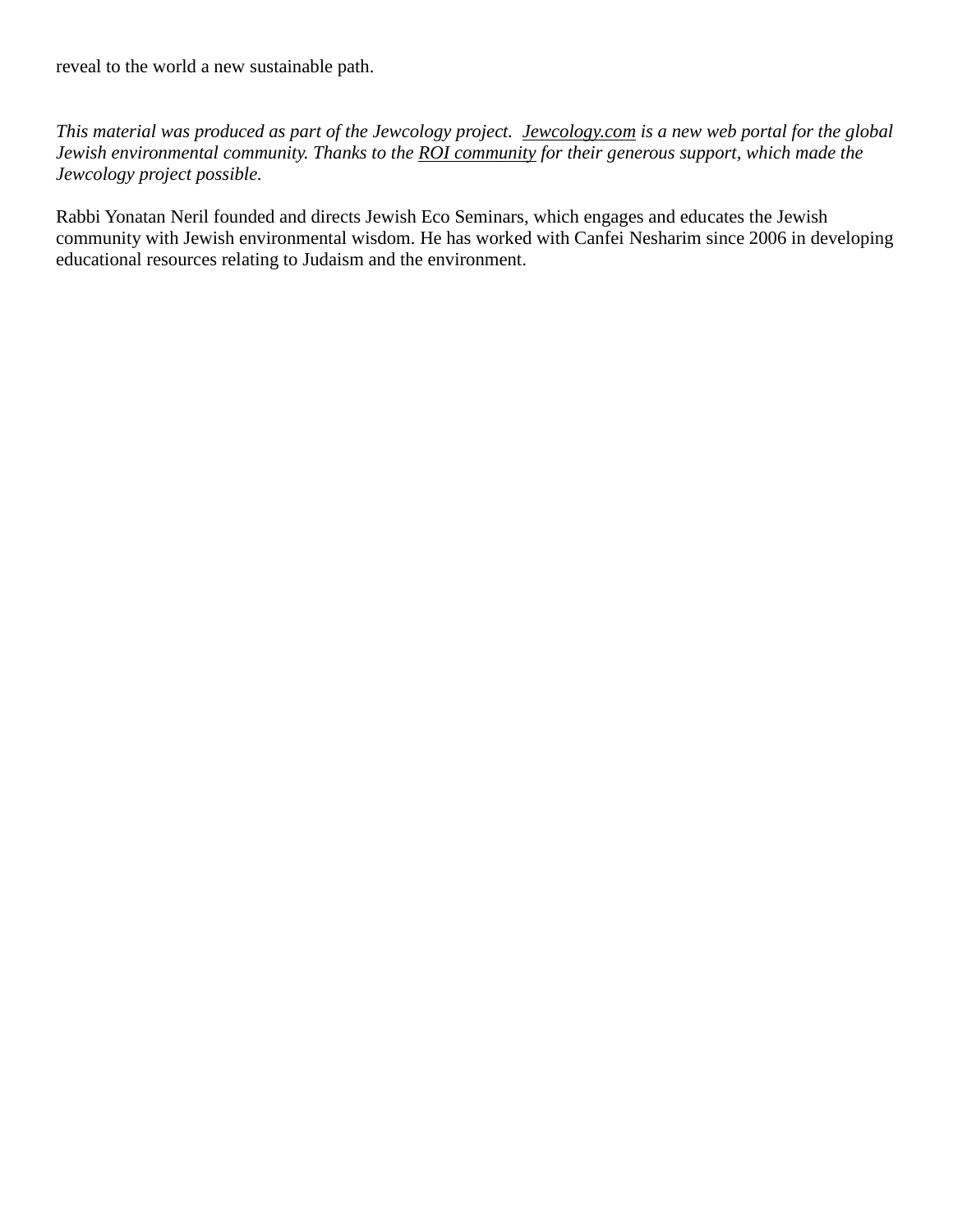reveal to the world a new sustainable path.

*This material was produced as part of the Jewcology project. Jewcology.com is a new web portal for the global Jewish environmental community. Thanks to the ROI community for their generous support, which made the Jewcology project possible.*

Rabbi Yonatan Neril founded and directs Jewish Eco Seminars, which engages and educates the Jewish community with Jewish environmental wisdom. He has worked with Canfei Nesharim since 2006 in developing educational resources relating to Judaism and the environment.